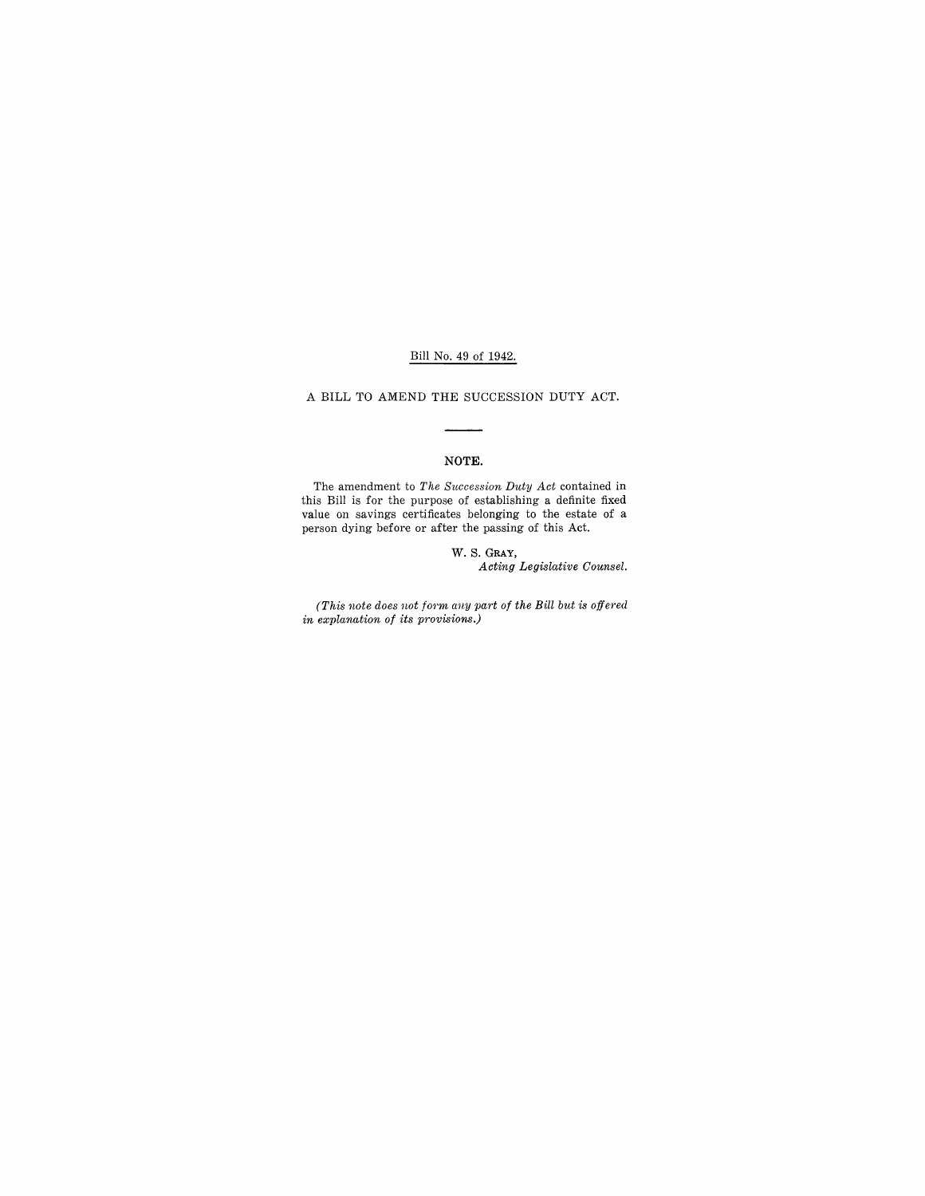Bill No. 49 of 1942.

# A BILL TO AMEND THE SUCCESSION DUTY ACT.

---

## NOTE.

The amendment to *The Succession Duty Act* contained in this Bill is for the purpose of establishing a definite fixed value on savings certificates belonging to the estate of a person dying before or after the passing of this Act.

W. S. GRAY,
*Acting Legislative Counsel.*

*(This note does not form any part of the Bill but is offered in explanation of its provisions.)*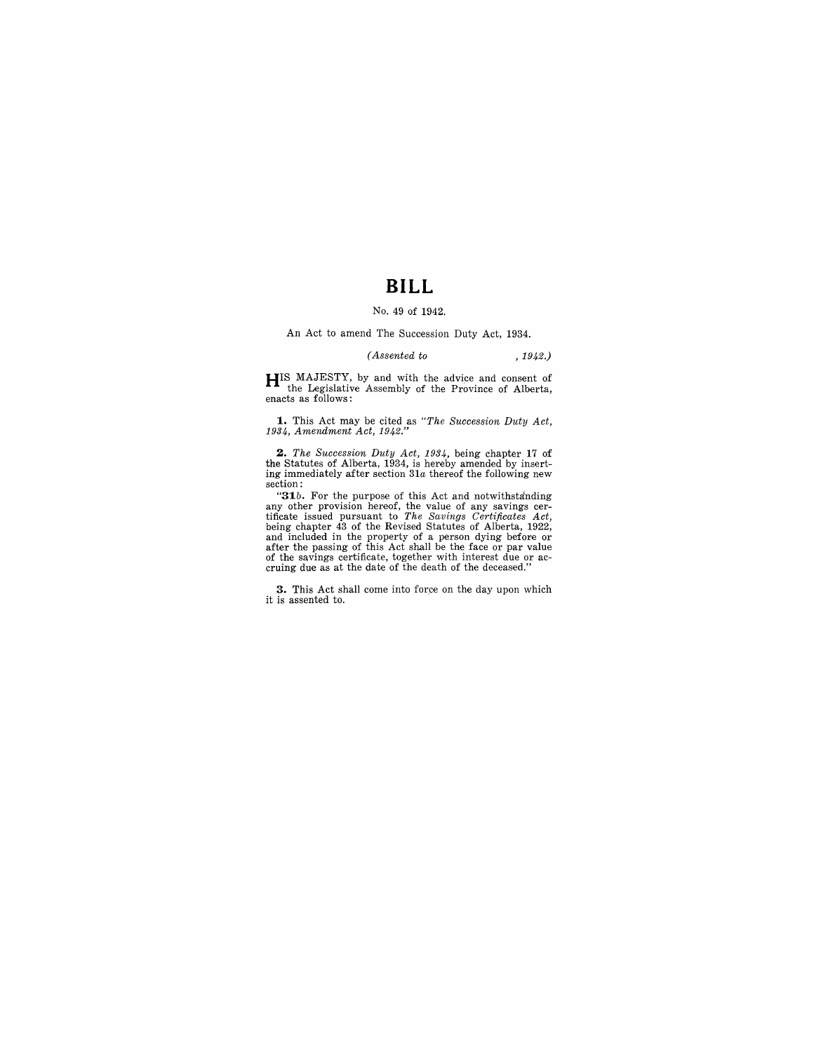# BILL

No. 49 of 1942.

An Act to amend The Succession Duty Act, 1934.

*(Assented to , 1942.)*

HIS MAJESTY, by and with the advice and consent of the Legislative Assembly of the Province of Alberta, enacts as follows:

**1.** This Act may be cited as *"The Succession Duty Act, 1934, Amendment Act, 1942."*

**2.** *The Succession Duty Act, 1934*, being chapter 17 of the Statutes of Alberta, 1934, is hereby amended by inserting immediately after section 31*a* thereof the following new section:

"**31***b*. For the purpose of this Act and notwithstanding any other provision hereof, the value of any savings certificate issued pursuant to *The Savings Certificates Act*, being chapter 43 of the Revised Statutes of Alberta, 1922, and included in the property of a person dying before or after the passing of this Act shall be the face or par value of the savings certificate, together with interest due or accruing due as at the date of the death of the deceased."

**3.** This Act shall come into force on the day upon which it is assented to.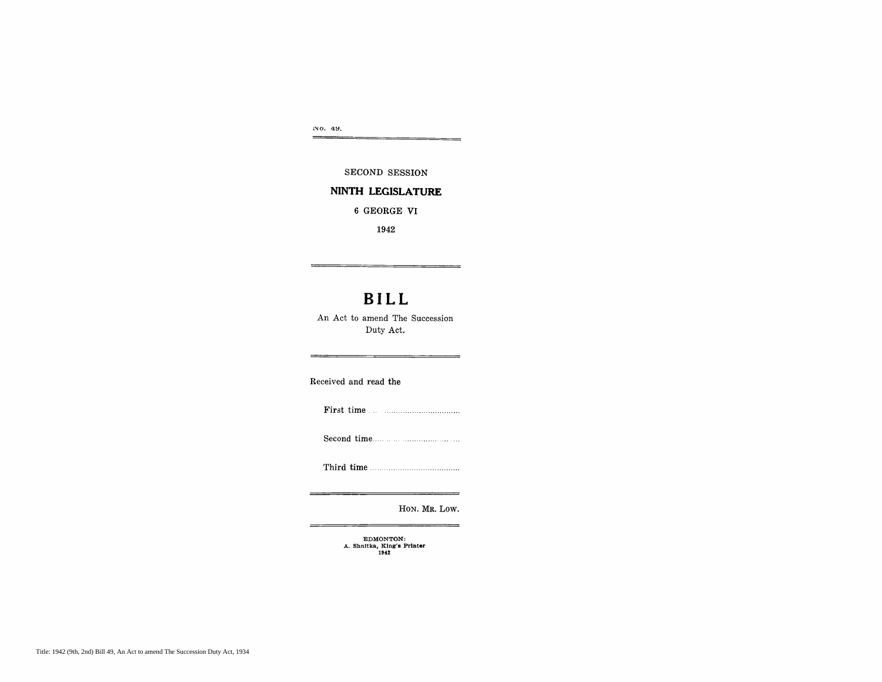No. 49.

SECOND SESSION

**NINTH LEGISLATURE**

6 GEORGE VI

1942

# BILL

An Act to amend The Succession Duty Act.

Received and read the

First time ..................................

Second time..................................

Third time ..................................

HON. MR. LOW.

EDMONTON:
A. Shnitka, King's Printer
1942

Title: 1942 (9th, 2nd) Bill 49, An Act to amend The Succession Duty Act, 1934